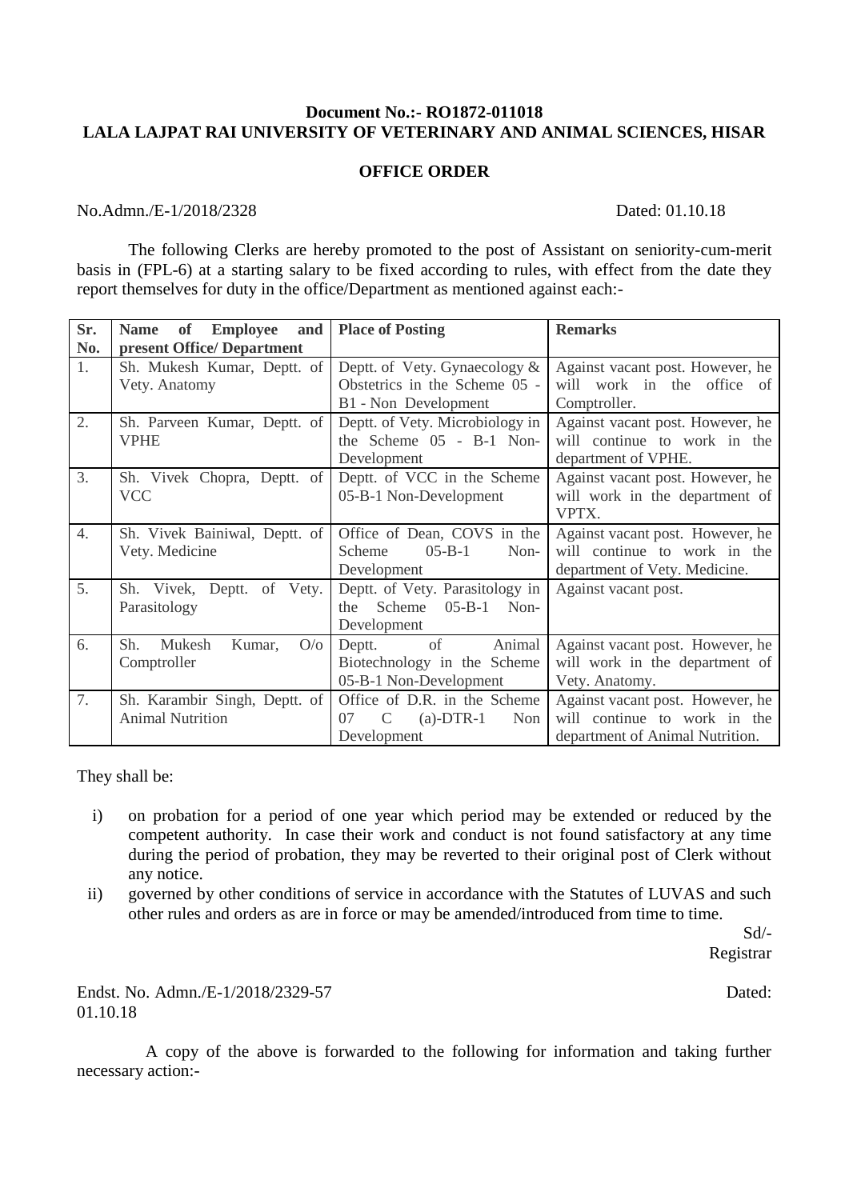**Document No.:- RO1872-011018**
**LALA LAJPAT RAI UNIVERSITY OF VETERINARY AND ANIMAL SCIENCES, HISAR**

**OFFICE ORDER**

No.Admn./E-1/2018/2328 Dated: 01.10.18

The following Clerks are hereby promoted to the post of Assistant on seniority-cum-merit basis in (FPL-6) at a starting salary to be fixed according to rules, with effect from the date they report themselves for duty in the office/Department as mentioned against each:-

| Sr. No. | Name of Employee and present Office/ Department | Place of Posting | Remarks |
|---|---|---|---|
| 1. | Sh. Mukesh Kumar, Deptt. of Vety. Anatomy | Deptt. of Vety. Gynaecology & Obstetrics in the Scheme 05 - B1 - Non Development | Against vacant post. However, he will work in the office of Comptroller. |
| 2. | Sh. Parveen Kumar, Deptt. of VPHE | Deptt. of Vety. Microbiology in the Scheme 05 - B-1 Non-Development | Against vacant post. However, he will continue to work in the department of VPHE. |
| 3. | Sh. Vivek Chopra, Deptt. of VCC | Deptt. of VCC in the Scheme 05-B-1 Non-Development | Against vacant post. However, he will work in the department of VPTX. |
| 4. | Sh. Vivek Bainiwal, Deptt. of Vety. Medicine | Office of Dean, COVS in the Scheme 05-B-1 Non-Development | Against vacant post. However, he will continue to work in the department of Vety. Medicine. |
| 5. | Sh. Vivek, Deptt. of Vety. Parasitology | Deptt. of Vety. Parasitology in the Scheme 05-B-1 Non-Development | Against vacant post. |
| 6. | Sh. Mukesh Kumar, O/o Comptroller | Deptt. of Animal Biotechnology in the Scheme 05-B-1 Non-Development | Against vacant post. However, he will work in the department of Vety. Anatomy. |
| 7. | Sh. Karambir Singh, Deptt. of Animal Nutrition | Office of D.R. in the Scheme 07 C (a)-DTR-1 Non Development | Against vacant post. However, he will continue to work in the department of Animal Nutrition. |

They shall be:

i) on probation for a period of one year which period may be extended or reduced by the competent authority. In case their work and conduct is not found satisfactory at any time during the period of probation, they may be reverted to their original post of Clerk without any notice.

ii) governed by other conditions of service in accordance with the Statutes of LUVAS and such other rules and orders as are in force or may be amended/introduced from time to time.

Sd/-
Registrar

Endst. No. Admn./E-1/2018/2329-57 Dated: 01.10.18

A copy of the above is forwarded to the following for information and taking further necessary action:-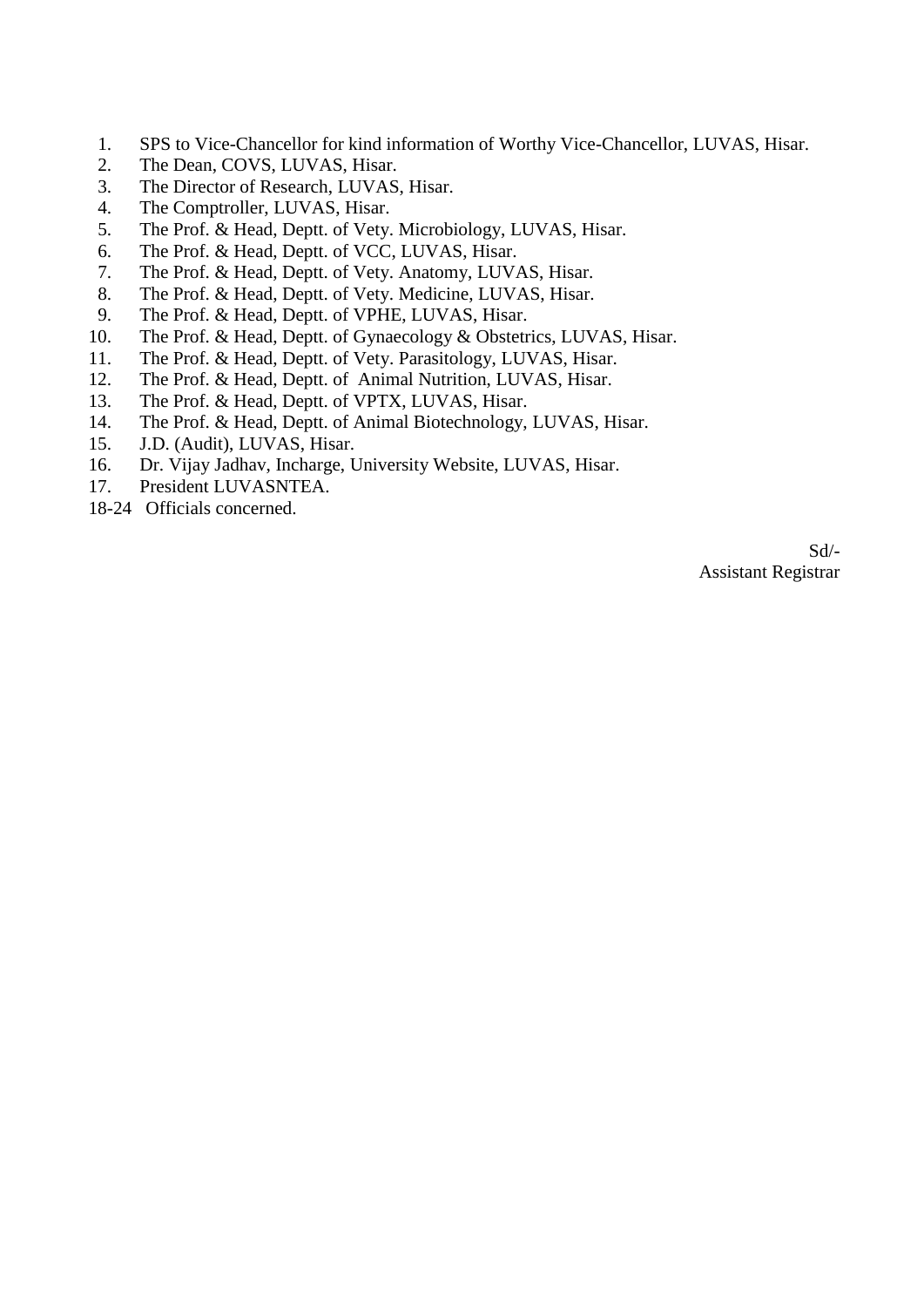1. SPS to Vice-Chancellor for kind information of Worthy Vice-Chancellor, LUVAS, Hisar.
2. The Dean, COVS, LUVAS, Hisar.
3. The Director of Research, LUVAS, Hisar.
4. The Comptroller, LUVAS, Hisar.
5. The Prof. & Head, Deptt. of Vety. Microbiology, LUVAS, Hisar.
6. The Prof. & Head, Deptt. of VCC, LUVAS, Hisar.
7. The Prof. & Head, Deptt. of Vety. Anatomy, LUVAS, Hisar.
8. The Prof. & Head, Deptt. of Vety. Medicine, LUVAS, Hisar.
9. The Prof. & Head, Deptt. of VPHE, LUVAS, Hisar.
10. The Prof. & Head, Deptt. of Gynaecology & Obstetrics, LUVAS, Hisar.
11. The Prof. & Head, Deptt. of Vety. Parasitology, LUVAS, Hisar.
12. The Prof. & Head, Deptt. of Animal Nutrition, LUVAS, Hisar.
13. The Prof. & Head, Deptt. of VPTX, LUVAS, Hisar.
14. The Prof. & Head, Deptt. of Animal Biotechnology, LUVAS, Hisar.
15. J.D. (Audit), LUVAS, Hisar.
16. Dr. Vijay Jadhav, Incharge, University Website, LUVAS, Hisar.
17. President LUVASNTEA.

18-24 Officials concerned.

Sd/-
Assistant Registrar